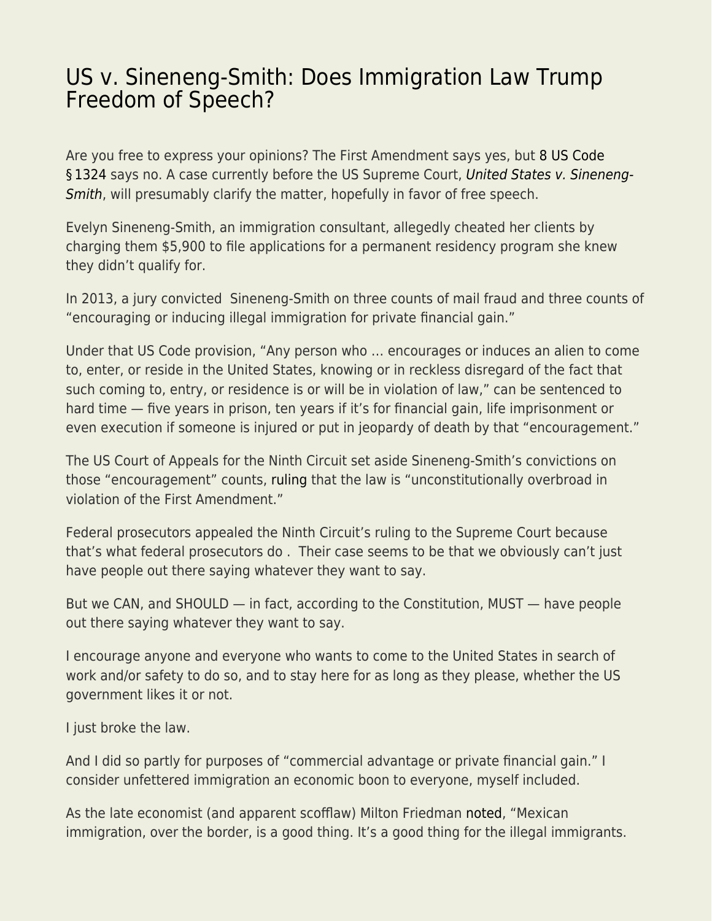# US v. Sineneng-Smith: Does Immigration Law Trump Freedom of Speech?

Are you free to express your opinions? The First Amendment says yes, but 8 US Code § 1324 says no. A case currently before the US Supreme Court, *United States v. Sineneng-Smith*, will presumably clarify the matter, hopefully in favor of free speech.

Evelyn Sineneng-Smith, an immigration consultant, allegedly cheated her clients by charging them $5,900 to file applications for a permanent residency program she knew they didn't qualify for.

In 2013, a jury convicted Sineneng-Smith on three counts of mail fraud and three counts of "encouraging or inducing illegal immigration for private financial gain."

Under that US Code provision, "Any person who … encourages or induces an alien to come to, enter, or reside in the United States, knowing or in reckless disregard of the fact that such coming to, entry, or residence is or will be in violation of law," can be sentenced to hard time — five years in prison, ten years if it's for financial gain, life imprisonment or even execution if someone is injured or put in jeopardy of death by that "encouragement."

The US Court of Appeals for the Ninth Circuit set aside Sineneng-Smith's convictions on those "encouragement" counts, ruling that the law is "unconstitutionally overbroad in violation of the First Amendment."

Federal prosecutors appealed the Ninth Circuit's ruling to the Supreme Court because that's what federal prosecutors do . Their case seems to be that we obviously can't just have people out there saying whatever they want to say.

But we CAN, and SHOULD — in fact, according to the Constitution, MUST — have people out there saying whatever they want to say.

I encourage anyone and everyone who wants to come to the United States in search of work and/or safety to do so, and to stay here for as long as they please, whether the US government likes it or not.

I just broke the law.

And I did so partly for purposes of "commercial advantage or private financial gain." I consider unfettered immigration an economic boon to everyone, myself included.

As the late economist (and apparent scofflaw) Milton Friedman noted, "Mexican immigration, over the border, is a good thing. It's a good thing for the illegal immigrants.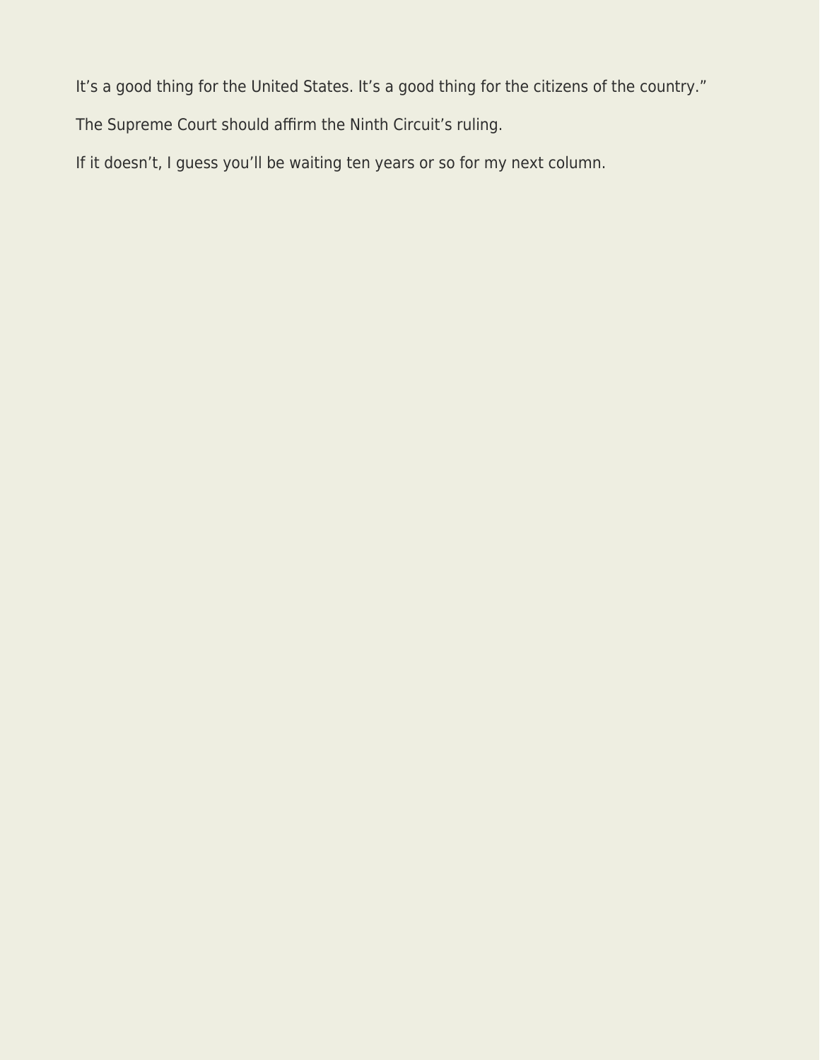It’s a good thing for the United States. It’s a good thing for the citizens of the country.”

The Supreme Court should affirm the Ninth Circuit’s ruling.

If it doesn’t, I guess you’ll be waiting ten years or so for my next column.